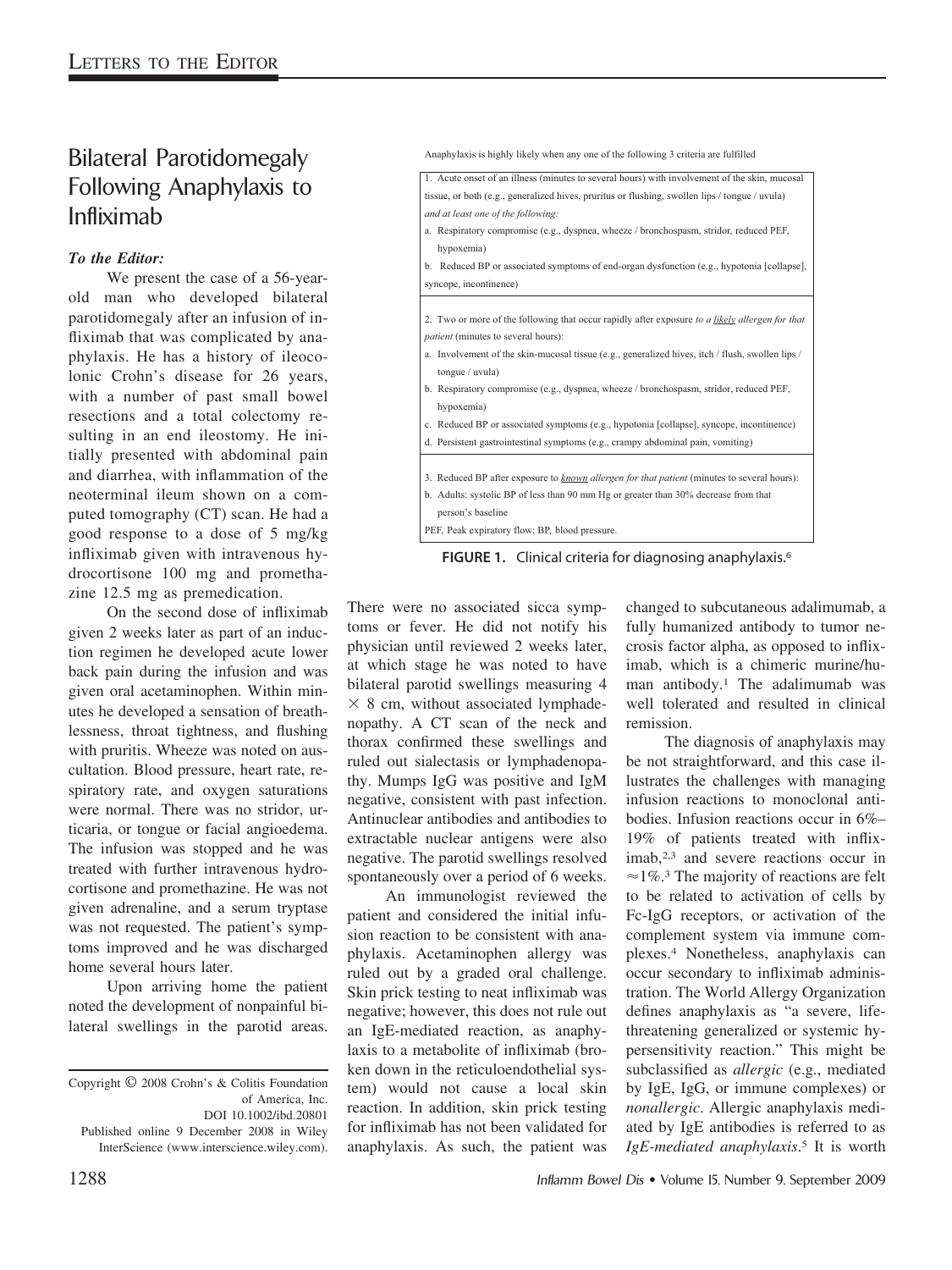# Bilateral Parotidomegaly Following Anaphylaxis to Infliximab

***To the Editor:***

We present the case of a 56-year-old man who developed bilateral parotidomegaly after an infusion of infliximab that was complicated by anaphylaxis. He has a history of ileocolonic Crohn's disease for 26 years, with a number of past small bowel resections and a total colectomy resulting in an end ileostomy. He initially presented with abdominal pain and diarrhea, with inflammation of the neoterminal ileum shown on a computed tomography (CT) scan. He had a good response to a dose of 5 mg/kg infliximab given with intravenous hydrocortisone 100 mg and promethazine 12.5 mg as premedication.

On the second dose of infliximab given 2 weeks later as part of an induction regimen he developed acute lower back pain during the infusion and was given oral acetaminophen. Within minutes he developed a sensation of breathlessness, throat tightness, and flushing with pruritis. Wheeze was noted on auscultation. Blood pressure, heart rate, respiratory rate, and oxygen saturations were normal. There was no stridor, urticaria, or tongue or facial angioedema. The infusion was stopped and he was treated with further intravenous hydrocortisone and promethazine. He was not given adrenaline, and a serum tryptase was not requested. The patient's symptoms improved and he was discharged home several hours later.

Upon arriving home the patient noted the development of nonpainful bilateral swellings in the parotid areas. There were no associated sicca symptoms or fever. He did not notify his physician until reviewed 2 weeks later, at which stage he was noted to have bilateral parotid swellings measuring 4 $\times$ 8 cm, without associated lymphadenopathy. A CT scan of the neck and thorax confirmed these swellings and ruled out sialectasis or lymphadenopathy. Mumps IgG was positive and IgM negative, consistent with past infection. Antinuclear antibodies and antibodies to extractable nuclear antigens were also negative. The parotid swellings resolved spontaneously over a period of 6 weeks.

An immunologist reviewed the patient and considered the initial infusion reaction to be consistent with anaphylaxis. Acetaminophen allergy was ruled out by a graded oral challenge. Skin prick testing to neat infliximab was negative; however, this does not rule out an IgE-mediated reaction, as anaphylaxis to a metabolite of infliximab (broken down in the reticuloendothelial system) would not cause a local skin reaction. In addition, skin prick testing for infliximab has not been validated for anaphylaxis. As such, the patient was changed to subcutaneous adalimumab, a fully humanized antibody to tumor necrosis factor alpha, as opposed to infliximab, which is a chimeric murine/human antibody.[1] The adalimumab was well tolerated and resulted in clinical remission.

The diagnosis of anaphylaxis may be not straightforward, and this case illustrates the challenges with managing infusion reactions to monoclonal antibodies. Infusion reactions occur in 6%–19% of patients treated with infliximab,[2,3] and severe reactions occur in ≈1%.[3] The majority of reactions are felt to be related to activation of cells by Fc-IgG receptors, or activation of the complement system via immune complexes.[4] Nonetheless, anaphylaxis can occur secondary to infliximab administration. The World Allergy Organization defines anaphylaxis as "a severe, life-threatening generalized or systemic hypersensitivity reaction." This might be subclassified as *allergic* (e.g., mediated by IgE, IgG, or immune complexes) or *nonallergic*. Allergic anaphylaxis mediated by IgE antibodies is referred to as *IgE-mediated anaphylaxis*.[5] It is worth

Anaphylaxis is highly likely when any one of the following 3 criteria are fulfilled

| |
|---|
| 1. Acute onset of an illness (minutes to several hours) with involvement of the skin, mucosal tissue, or both (e.g., generalized hives, pruritus or flushing, swollen lips / tongue / uvula) *and at least one of the following:*<br>a. Respiratory compromise (e.g., dyspnea, wheeze / bronchospasm, stridor, reduced PEF, hypoxemia)<br>b. Reduced BP or associated symptoms of end-organ dysfunction (e.g., hypotonia [collapse], syncope, incontinence) |
| 2. Two or more of the following that occur rapidly after exposure *to a likely allergen for that patient* (minutes to several hours):<br>a. Involvement of the skin-mucosal tissue (e.g., generalized hives, itch / flush, swollen lips / tongue / uvula)<br>b. Respiratory compromise (e.g., dyspnea, wheeze / bronchospasm, stridor, reduced PEF, hypoxemia)<br>c. Reduced BP or associated symptoms (e.g., hypotonia [collapse], syncope, incontinence)<br>d. Persistent gastrointestinal symptoms (e.g., crampy abdominal pain, vomiting) |
| 3. Reduced BP after exposure to *known allergen for that patient* (minutes to several hours):<br>b. Adults: systolic BP of less than 90 mm Hg or greater than 30% decrease from that person's baseline<br>PEF, Peak expiratory flow; BP, blood pressure. |

**FIGURE 1.** Clinical criteria for diagnosing anaphylaxis.[6]

Copyright © 2008 Crohn's & Colitis Foundation of America, Inc.
DOI 10.1002/ibd.20801
Published online 9 December 2008 in Wiley InterScience (www.interscience.wiley.com).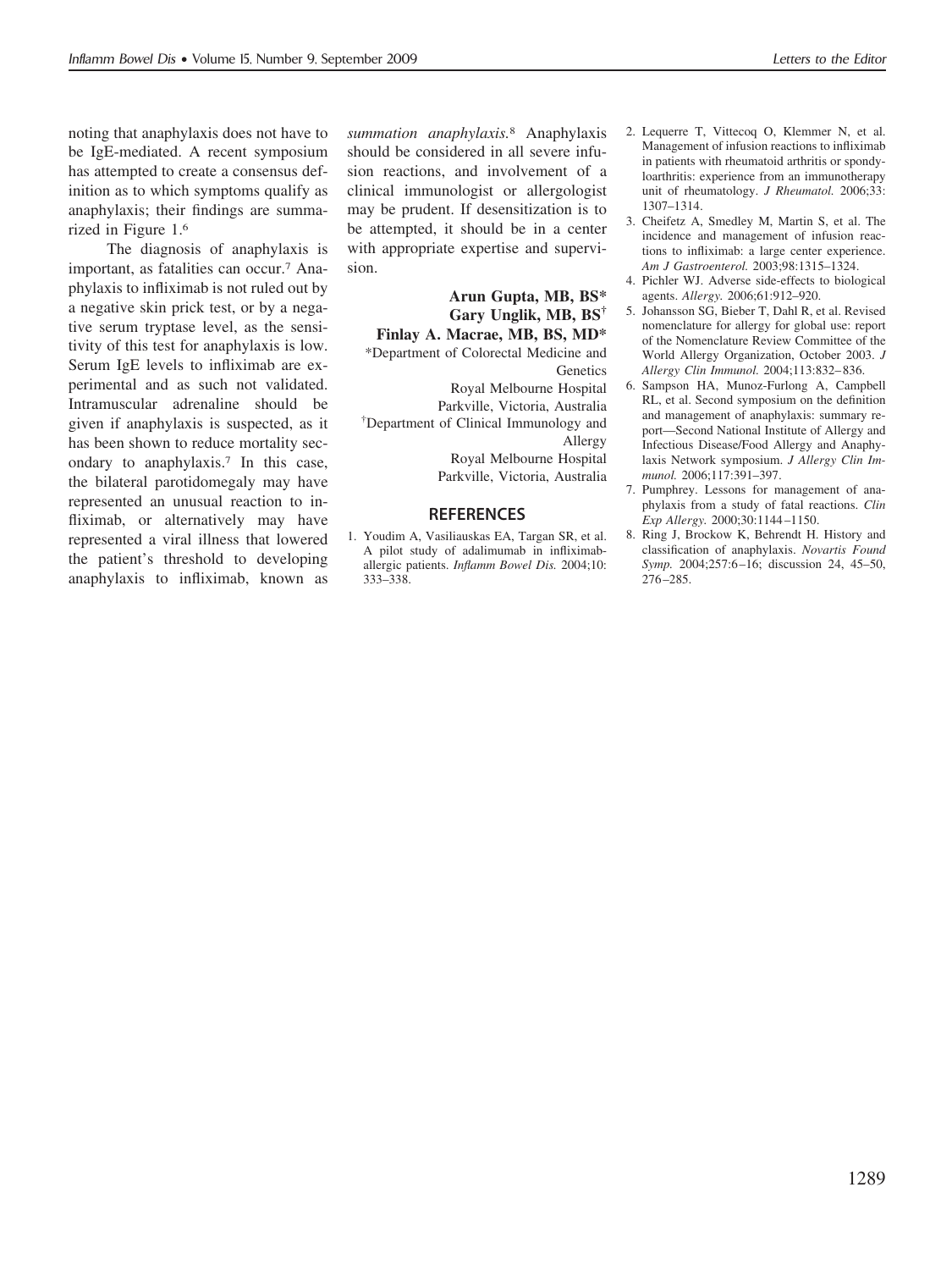noting that anaphylaxis does not have to be IgE-mediated. A recent symposium has attempted to create a consensus definition as to which symptoms qualify as anaphylaxis; their findings are summarized in Figure 1.[6]

The diagnosis of anaphylaxis is important, as fatalities can occur.[7] Anaphylaxis to infliximab is not ruled out by a negative skin prick test, or by a negative serum tryptase level, as the sensitivity of this test for anaphylaxis is low. Serum IgE levels to infliximab are experimental and as such not validated. Intramuscular adrenaline should be given if anaphylaxis is suspected, as it has been shown to reduce mortality secondary to anaphylaxis.[7] In this case, the bilateral parotidomegaly may have represented an unusual reaction to infliximab, or alternatively may have represented a viral illness that lowered the patient's threshold to developing anaphylaxis to infliximab, known as *summation anaphylaxis*.[8] Anaphylaxis should be considered in all severe infusion reactions, and involvement of a clinical immunologist or allergologist may be prudent. If desensitization is to be attempted, it should be in a center with appropriate expertise and supervision.

**Arun Gupta, MB, BS***
**Gary Unglik, MB, BS**†
**Finlay A. Macrae, MB, BS, MD***
*Department of Colorectal Medicine and Genetics
Royal Melbourne Hospital
Parkville, Victoria, Australia
†Department of Clinical Immunology and Allergy
Royal Melbourne Hospital
Parkville, Victoria, Australia

## REFERENCES

1. Youdim A, Vasiliauskas EA, Targan SR, et al. A pilot study of adalimumab in infliximab-allergic patients. *Inflamm Bowel Dis.* 2004;10: 333–338.
2. Lequerre T, Vittecoq O, Klemmer N, et al. Management of infusion reactions to infliximab in patients with rheumatoid arthritis or spondyloarthritis: experience from an immunotherapy unit of rheumatology. *J Rheumatol.* 2006;33: 1307–1314.
3. Cheifetz A, Smedley M, Martin S, et al. The incidence and management of infusion reactions to infliximab: a large center experience. *Am J Gastroenterol.* 2003;98:1315–1324.
4. Pichler WJ. Adverse side-effects to biological agents. *Allergy.* 2006;61:912–920.
5. Johansson SG, Bieber T, Dahl R, et al. Revised nomenclature for allergy for global use: report of the Nomenclature Review Committee of the World Allergy Organization, October 2003. *J Allergy Clin Immunol.* 2004;113:832–836.
6. Sampson HA, Munoz-Furlong A, Campbell RL, et al. Second symposium on the definition and management of anaphylaxis: summary report—Second National Institute of Allergy and Infectious Disease/Food Allergy and Anaphylaxis Network symposium. *J Allergy Clin Immunol.* 2006;117:391–397.
7. Pumphrey. Lessons for management of anaphylaxis from a study of fatal reactions. *Clin Exp Allergy.* 2000;30:1144–1150.
8. Ring J, Brockow K, Behrendt H. History and classification of anaphylaxis. *Novartis Found Symp.* 2004;257:6–16; discussion 24, 45–50, 276–285.